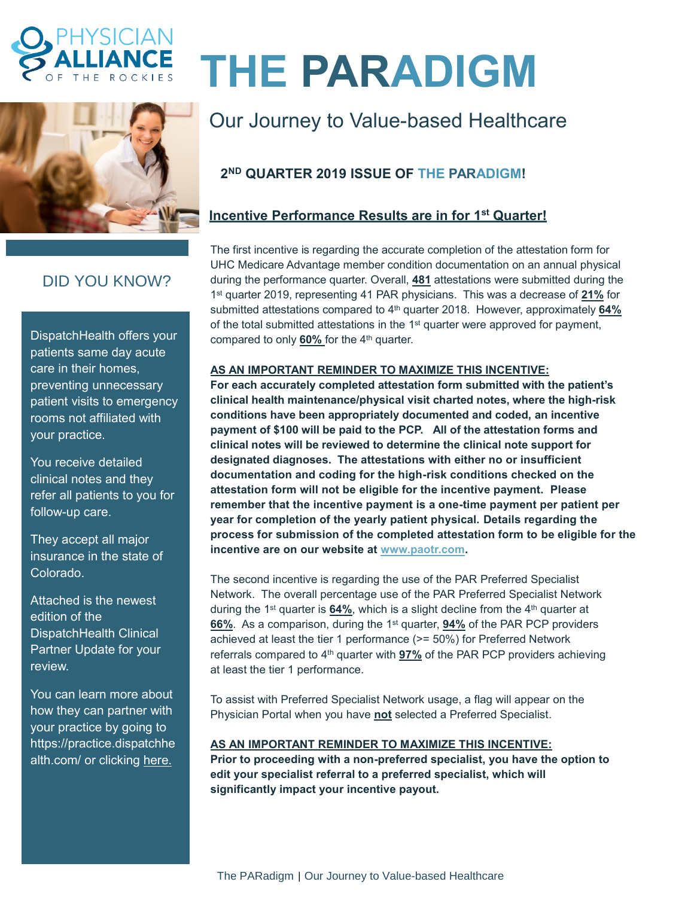PHYSICIAN ALLIANCE OF THE ROCKIES

# THE PARADIGM

## Our Journey to Value-based Healthcare

### 2ND QUARTER 2019 ISSUE OF THE PARADIGM!

### Incentive Performance Results are in for 1st Quarter!

The first incentive is regarding the accurate completion of the attestation form for UHC Medicare Advantage member condition documentation on an annual physical during the performance quarter. Overall, **481** attestations were submitted during the 1st quarter 2019, representing 41 PAR physicians. This was a decrease of **21%** for submitted attestations compared to 4th quarter 2018. However, approximately **64%** of the total submitted attestations in the 1st quarter were approved for payment, compared to only **60%** for the 4th quarter.

**AS AN IMPORTANT REMINDER TO MAXIMIZE THIS INCENTIVE:**

**For each accurately completed attestation form submitted with the patient's clinical health maintenance/physical visit charted notes, where the high-risk conditions have been appropriately documented and coded, an incentive payment of $100 will be paid to the PCP. All of the attestation forms and clinical notes will be reviewed to determine the clinical note support for designated diagnoses. The attestations with either no or insufficient documentation and coding for the high-risk conditions checked on the attestation form will not be eligible for the incentive payment. Please remember that the incentive payment is a one-time payment per patient per year for completion of the yearly patient physical. Details regarding the process for submission of the completed attestation form to be eligible for the incentive are on our website at www.paotr.com.**

The second incentive is regarding the use of the PAR Preferred Specialist Network. The overall percentage use of the PAR Preferred Specialist Network during the 1st quarter is **64%**, which is a slight decline from the 4th quarter at **66%**. As a comparison, during the 1st quarter, **94%** of the PAR PCP providers achieved at least the tier 1 performance (>= 50%) for Preferred Network referrals compared to 4th quarter with **97%** of the PAR PCP providers achieving at least the tier 1 performance.

To assist with Preferred Specialist Network usage, a flag will appear on the Physician Portal when you have **not** selected a Preferred Specialist.

**AS AN IMPORTANT REMINDER TO MAXIMIZE THIS INCENTIVE:**

**Prior to proceeding with a non-preferred specialist, you have the option to edit your specialist referral to a preferred specialist, which will significantly impact your incentive payout.**

### DID YOU KNOW?

DispatchHealth offers your patients same day acute care in their homes, preventing unnecessary patient visits to emergency rooms not affiliated with your practice.

You receive detailed clinical notes and they refer all patients to you for follow-up care.

They accept all major insurance in the state of Colorado.

Attached is the newest edition of the DispatchHealth Clinical Partner Update for your review.

You can learn more about how they can partner with your practice by going to https://practice.dispatchhealth.com/ or clicking here.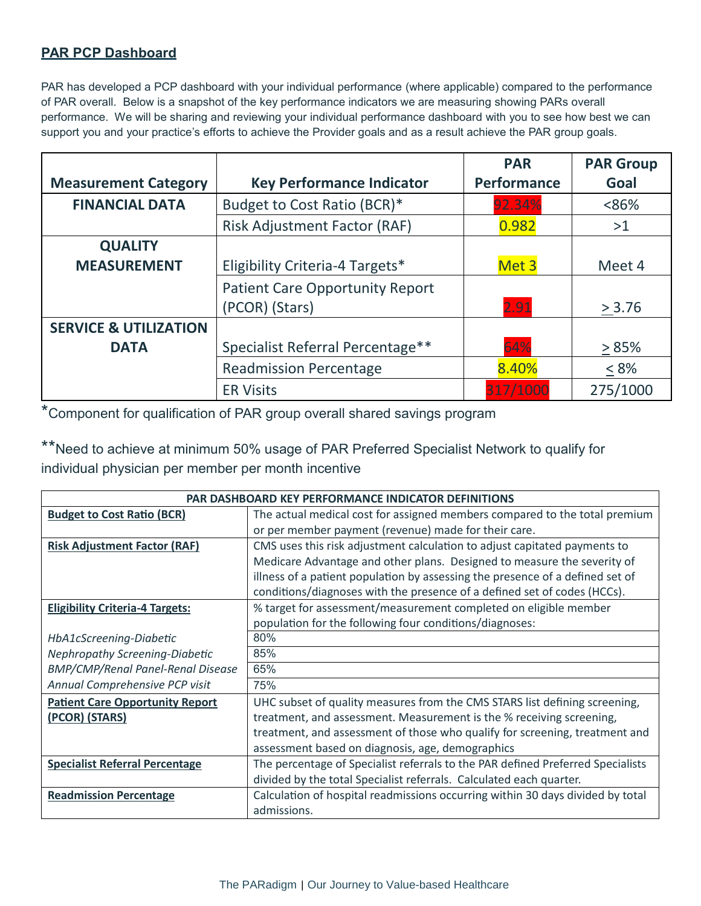## PAR PCP Dashboard

PAR has developed a PCP dashboard with your individual performance (where applicable) compared to the performance of PAR overall. Below is a snapshot of the key performance indicators we are measuring showing PARs overall performance. We will be sharing and reviewing your individual performance dashboard with you to see how best we can support you and your practice's efforts to achieve the Provider goals and as a result achieve the PAR group goals.

| Measurement Category | Key Performance Indicator | PAR Performance | PAR Group Goal |
|---|---|---|---|
| **FINANCIAL DATA** | Budget to Cost Ratio (BCR)* | 92.34% | <86% |
| | Risk Adjustment Factor (RAF) | 0.982 | >1 |
| **QUALITY MEASUREMENT** | Eligibility Criteria-4 Targets* | Met 3 | Meet 4 |
| | Patient Care Opportunity Report (PCOR) (Stars) | 2.91 | ≥ 3.76 |
| **SERVICE & UTILIZATION DATA** | Specialist Referral Percentage** | 64% | ≥ 85% |
| | Readmission Percentage | 8.40% | ≤ 8% |
| | ER Visits | 317/1000 | 275/1000 |

*Component for qualification of PAR group overall shared savings program

**Need to achieve at minimum 50% usage of PAR Preferred Specialist Network to qualify for individual physician per member per month incentive

| PAR DASHBOARD KEY PERFORMANCE INDICATOR DEFINITIONS | |
|---|---|
| **Budget to Cost Ratio (BCR)** | The actual medical cost for assigned members compared to the total premium or per member payment (revenue) made for their care. |
| **Risk Adjustment Factor (RAF)** | CMS uses this risk adjustment calculation to adjust capitated payments to Medicare Advantage and other plans. Designed to measure the severity of illness of a patient population by assessing the presence of a defined set of conditions/diagnoses with the presence of a defined set of codes (HCCs). |
| **Eligibility Criteria-4 Targets:** | % target for assessment/measurement completed on eligible member population for the following four conditions/diagnoses: |
| *HbA1cScreening-Diabetic* | 80% |
| *Nephropathy Screening-Diabetic* | 85% |
| *BMP/CMP/Renal Panel-Renal Disease* | 65% |
| *Annual Comprehensive PCP visit* | 75% |
| **Patient Care Opportunity Report (PCOR) (STARS)** | UHC subset of quality measures from the CMS STARS list defining screening, treatment, and assessment. Measurement is the % receiving screening, treatment, and assessment of those who qualify for screening, treatment and assessment based on diagnosis, age, demographics |
| **Specialist Referral Percentage** | The percentage of Specialist referrals to the PAR defined Preferred Specialists divided by the total Specialist referrals. Calculated each quarter. |
| **Readmission Percentage** | Calculation of hospital readmissions occurring within 30 days divided by total admissions. |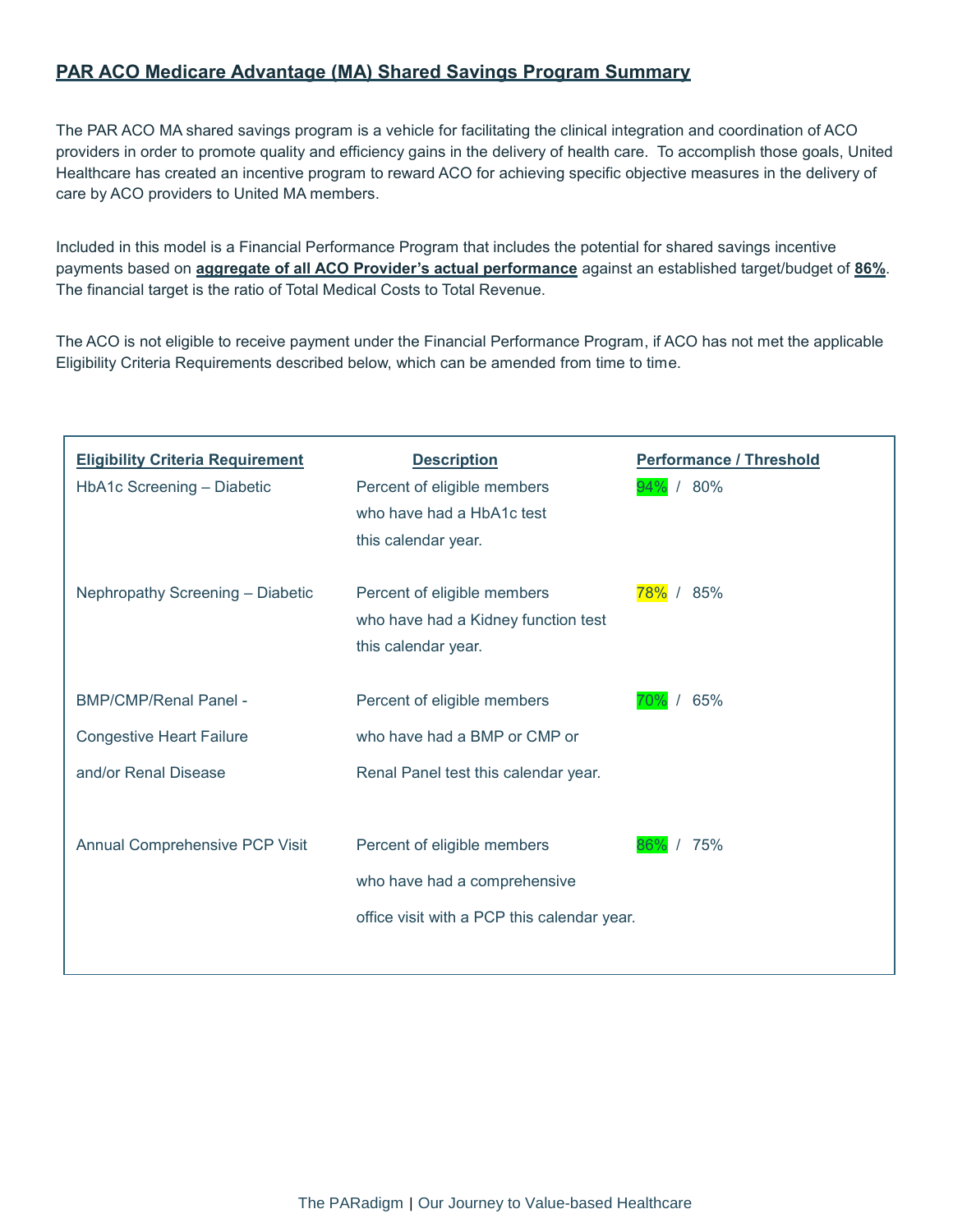## PAR ACO Medicare Advantage (MA) Shared Savings Program Summary

The PAR ACO MA shared savings program is a vehicle for facilitating the clinical integration and coordination of ACO providers in order to promote quality and efficiency gains in the delivery of health care. To accomplish those goals, United Healthcare has created an incentive program to reward ACO for achieving specific objective measures in the delivery of care by ACO providers to United MA members.

Included in this model is a Financial Performance Program that includes the potential for shared savings incentive payments based on **aggregate of all ACO Provider's actual performance** against an established target/budget of **86%**. The financial target is the ratio of Total Medical Costs to Total Revenue.

The ACO is not eligible to receive payment under the Financial Performance Program, if ACO has not met the applicable Eligibility Criteria Requirements described below, which can be amended from time to time.

| Eligibility Criteria Requirement | Description | Performance / Threshold |
|---|---|---|
| HbA1c Screening – Diabetic | Percent of eligible members who have had a HbA1c test this calendar year. | 94% / 80% |
| Nephropathy Screening – Diabetic | Percent of eligible members who have had a Kidney function test this calendar year. | 78% / 85% |
| BMP/CMP/Renal Panel - Congestive Heart Failure and/or Renal Disease | Percent of eligible members who have had a BMP or CMP or Renal Panel test this calendar year. | 70% / 65% |
| Annual Comprehensive PCP Visit | Percent of eligible members who have had a comprehensive office visit with a PCP this calendar year. | 86% / 75% |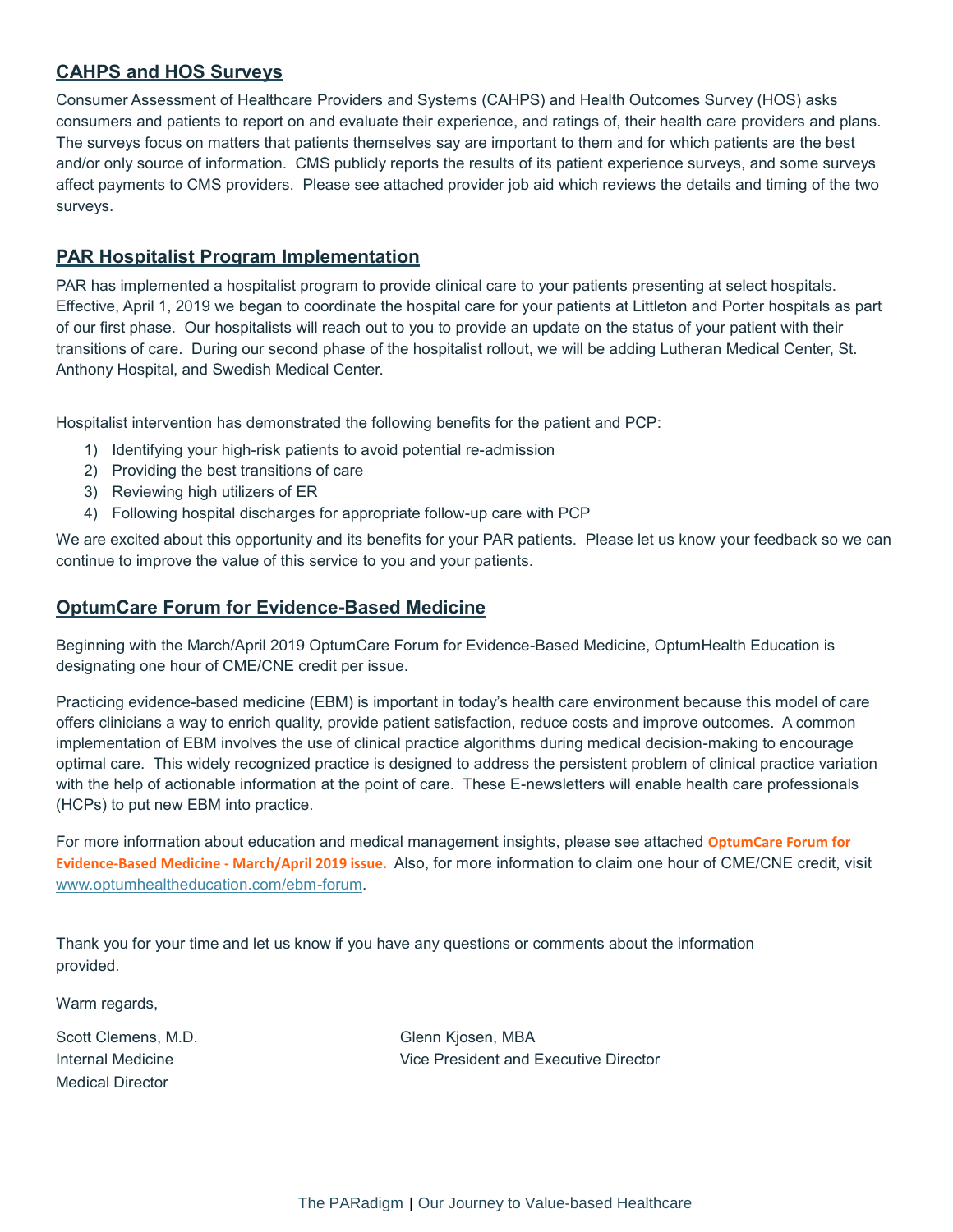## CAHPS and HOS Surveys

Consumer Assessment of Healthcare Providers and Systems (CAHPS) and Health Outcomes Survey (HOS) asks consumers and patients to report on and evaluate their experience, and ratings of, their health care providers and plans. The surveys focus on matters that patients themselves say are important to them and for which patients are the best and/or only source of information. CMS publicly reports the results of its patient experience surveys, and some surveys affect payments to CMS providers. Please see attached provider job aid which reviews the details and timing of the two surveys.

## PAR Hospitalist Program Implementation

PAR has implemented a hospitalist program to provide clinical care to your patients presenting at select hospitals. Effective, April 1, 2019 we began to coordinate the hospital care for your patients at Littleton and Porter hospitals as part of our first phase. Our hospitalists will reach out to you to provide an update on the status of your patient with their transitions of care. During our second phase of the hospitalist rollout, we will be adding Lutheran Medical Center, St. Anthony Hospital, and Swedish Medical Center.

Hospitalist intervention has demonstrated the following benefits for the patient and PCP:

1) Identifying your high-risk patients to avoid potential re-admission
2) Providing the best transitions of care
3) Reviewing high utilizers of ER
4) Following hospital discharges for appropriate follow-up care with PCP

We are excited about this opportunity and its benefits for your PAR patients. Please let us know your feedback so we can continue to improve the value of this service to you and your patients.

## OptumCare Forum for Evidence-Based Medicine

Beginning with the March/April 2019 OptumCare Forum for Evidence-Based Medicine, OptumHealth Education is designating one hour of CME/CNE credit per issue.

Practicing evidence-based medicine (EBM) is important in today's health care environment because this model of care offers clinicians a way to enrich quality, provide patient satisfaction, reduce costs and improve outcomes. A common implementation of EBM involves the use of clinical practice algorithms during medical decision-making to encourage optimal care. This widely recognized practice is designed to address the persistent problem of clinical practice variation with the help of actionable information at the point of care. These E-newsletters will enable health care professionals (HCPs) to put new EBM into practice.

For more information about education and medical management insights, please see attached **OptumCare Forum for Evidence-Based Medicine - March/April 2019 issue.** Also, for more information to claim one hour of CME/CNE credit, visit www.optumhealtheducation.com/ebm-forum.

Thank you for your time and let us know if you have any questions or comments about the information provided.

Warm regards,

Scott Clemens, M.D.
Internal Medicine
Medical Director

Glenn Kjosen, MBA
Vice President and Executive Director